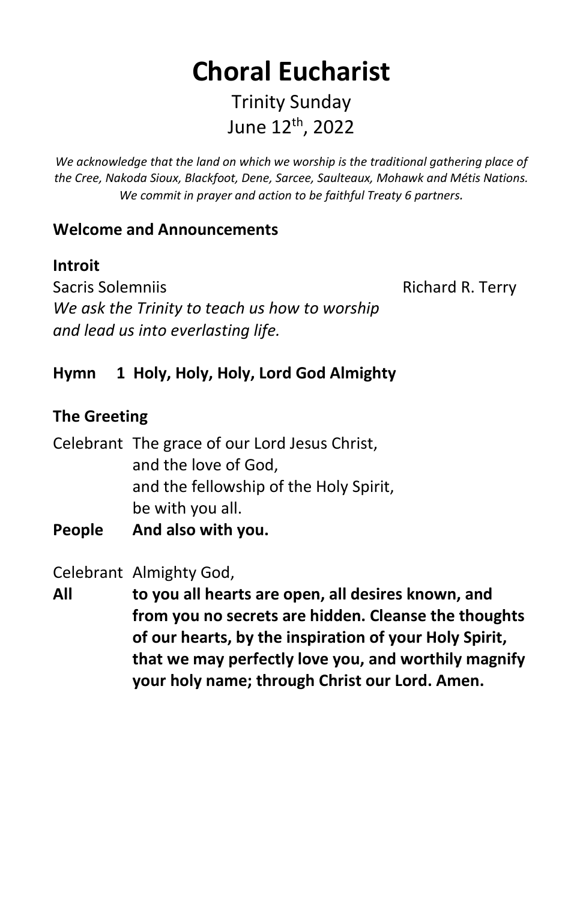# Choral Eucharist

Trinity Sunday
June 12th, 2022

*We acknowledge that the land on which we worship is the traditional gathering place of the Cree, Nakoda Sioux, Blackfoot, Dene, Sarcee, Saulteaux, Mohawk and Métis Nations. We commit in prayer and action to be faithful Treaty 6 partners.*

**Welcome and Announcements**

**Introit**

Sacris Solemniis — Richard R. Terry

*We ask the Trinity to teach us how to worship and lead us into everlasting life.*

**Hymn 1 Holy, Holy, Holy, Lord God Almighty**

**The Greeting**

Celebrant The grace of our Lord Jesus Christ,
and the love of God,
and the fellowship of the Holy Spirit,
be with you all.

**People And also with you.**

Celebrant Almighty God,

**All to you all hearts are open, all desires known, and from you no secrets are hidden. Cleanse the thoughts of our hearts, by the inspiration of your Holy Spirit, that we may perfectly love you, and worthily magnify your holy name; through Christ our Lord. Amen.**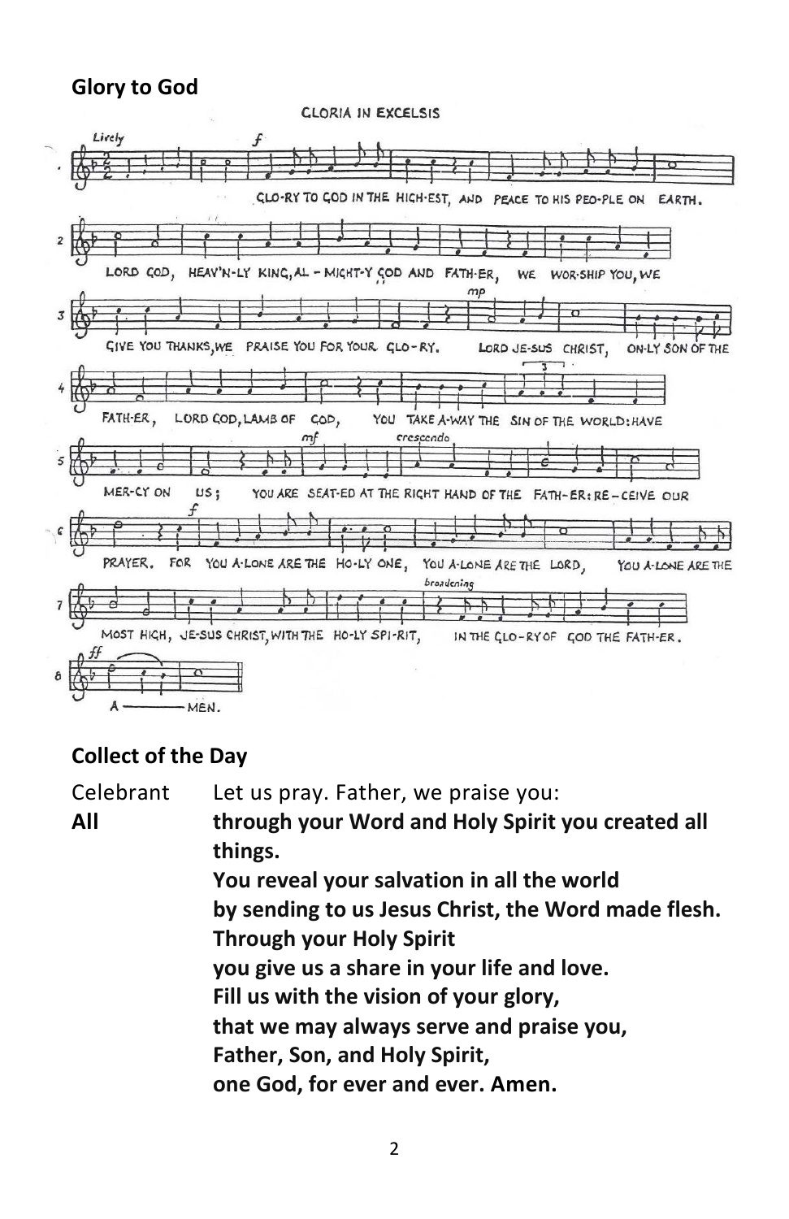## Glory to God

CLORIA IN EXCELSIS

Lively

GLO-RY TO GOD IN THE HIGH-EST, AND PEACE TO HIS PEO-PLE ON EARTH.

LORD GOD, HEAV'N-LY KING, AL - MIGHT-Y GOD AND FATH-ER, WE WOR-SHIP YOU, WE

GIVE YOU THANKS, WE PRAISE YOU FOR YOUR GLO-RY. LORD JE-SUS CHRIST, ON-LY SON OF THE

FATH-ER, LORD GOD, LAMB OF GOD, YOU TAKE A-WAY THE SIN OF THE WORLD: HAVE

MER-CY ON US; YOU ARE SEAT-ED AT THE RIGHT HAND OF THE FATH-ER: RE - CEIVE OUR

PRAYER. FOR YOU A-LONE ARE THE HO-LY ONE, YOU A-LONE ARE THE LORD, YOU A-LONE ARE THE

MOST HIGH, JE-SUS CHRIST, WITH THE HO-LY SPI-RIT, IN THE GLO-RY OF GOD THE FATH-ER.

A ——— MEN.

## Collect of the Day

Celebrant Let us pray. Father, we praise you:

**All** **through your Word and Holy Spirit you created all things.**
**You reveal your salvation in all the world**
**by sending to us Jesus Christ, the Word made flesh.**
**Through your Holy Spirit**
**you give us a share in your life and love.**
**Fill us with the vision of your glory,**
**that we may always serve and praise you,**
**Father, Son, and Holy Spirit,**
**one God, for ever and ever. Amen.**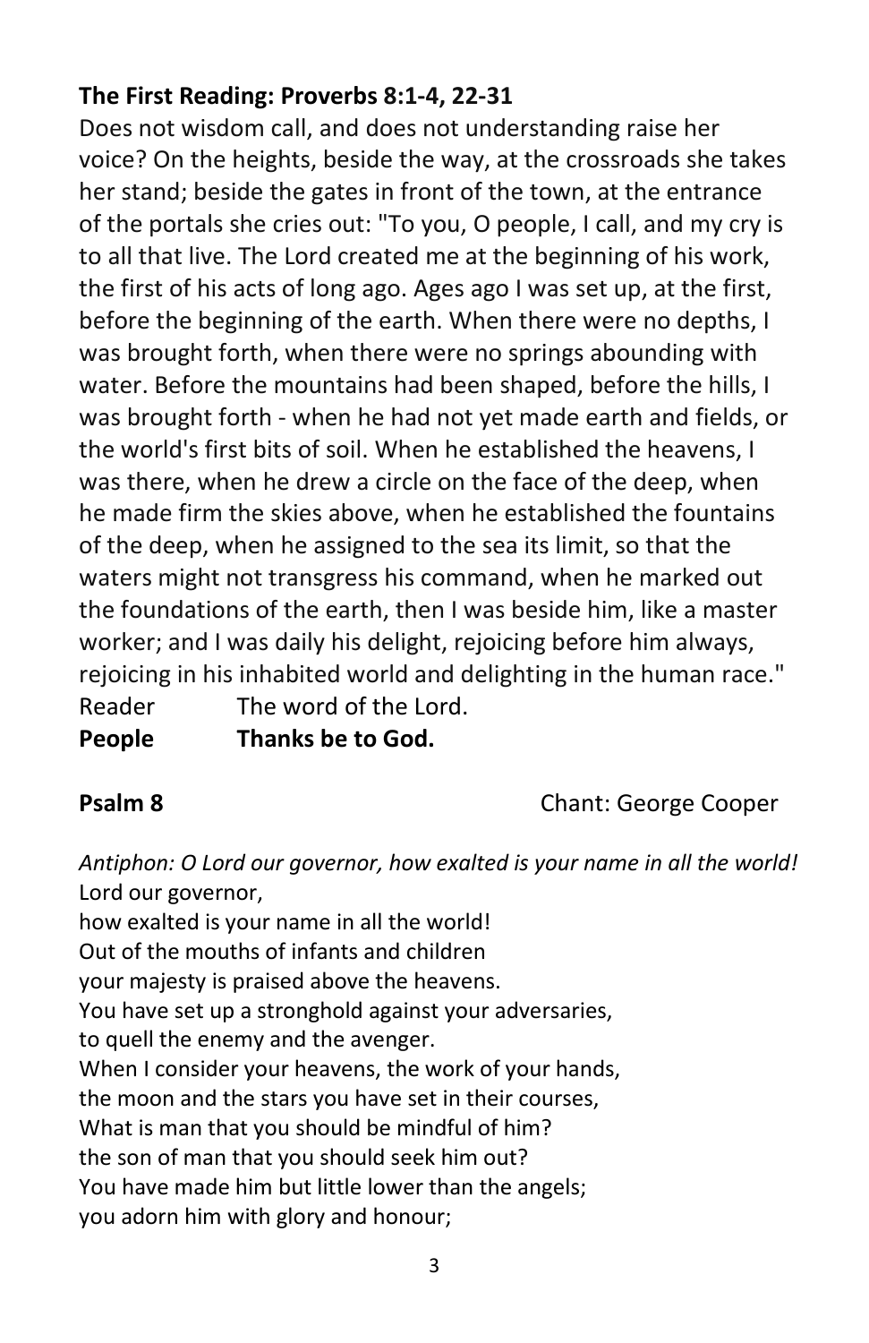**The First Reading: Proverbs 8:1-4, 22-31**

Does not wisdom call, and does not understanding raise her voice? On the heights, beside the way, at the crossroads she takes her stand; beside the gates in front of the town, at the entrance of the portals she cries out: "To you, O people, I call, and my cry is to all that live. The Lord created me at the beginning of his work, the first of his acts of long ago. Ages ago I was set up, at the first, before the beginning of the earth. When there were no depths, I was brought forth, when there were no springs abounding with water. Before the mountains had been shaped, before the hills, I was brought forth - when he had not yet made earth and fields, or the world's first bits of soil. When he established the heavens, I was there, when he drew a circle on the face of the deep, when he made firm the skies above, when he established the fountains of the deep, when he assigned to the sea its limit, so that the waters might not transgress his command, when he marked out the foundations of the earth, then I was beside him, like a master worker; and I was daily his delight, rejoicing before him always, rejoicing in his inhabited world and delighting in the human race."

Reader The word of the Lord.
**People Thanks be to God.**

**Psalm 8** Chant: George Cooper

*Antiphon: O Lord our governor, how exalted is your name in all the world!*

Lord our governor,
how exalted is your name in all the world!
Out of the mouths of infants and children
your majesty is praised above the heavens.
You have set up a stronghold against your adversaries,
to quell the enemy and the avenger.
When I consider your heavens, the work of your hands,
the moon and the stars you have set in their courses,
What is man that you should be mindful of him?
the son of man that you should seek him out?
You have made him but little lower than the angels;
you adorn him with glory and honour;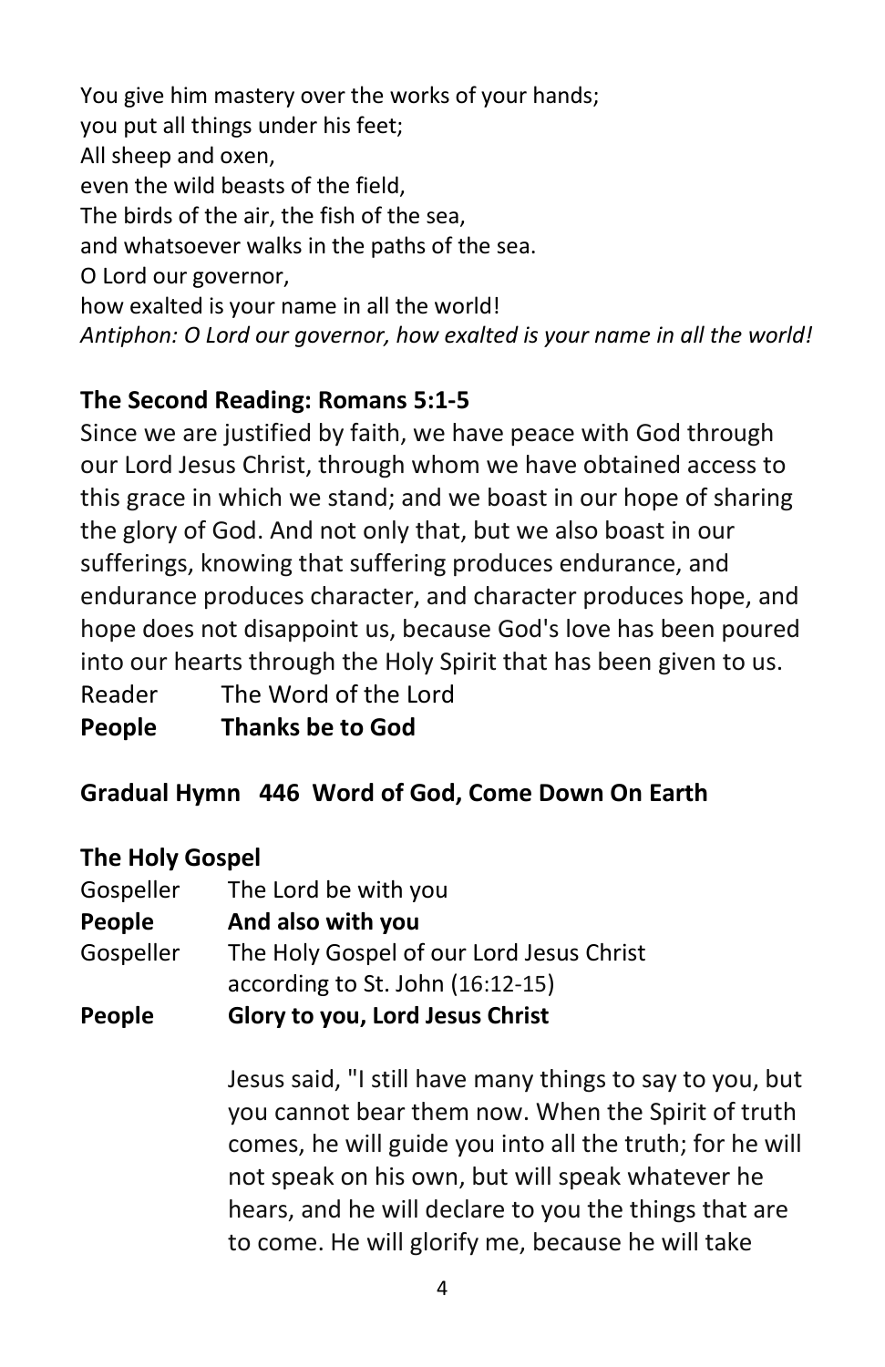You give him mastery over the works of your hands;
you put all things under his feet;
All sheep and oxen,
even the wild beasts of the field,
The birds of the air, the fish of the sea,
and whatsoever walks in the paths of the sea.
O Lord our governor,
how exalted is your name in all the world!
*Antiphon: O Lord our governor, how exalted is your name in all the world!*

**The Second Reading: Romans 5:1-5**

Since we are justified by faith, we have peace with God through our Lord Jesus Christ, through whom we have obtained access to this grace in which we stand; and we boast in our hope of sharing the glory of God. And not only that, but we also boast in our sufferings, knowing that suffering produces endurance, and endurance produces character, and character produces hope, and hope does not disappoint us, because God's love has been poured into our hearts through the Holy Spirit that has been given to us.

Reader The Word of the Lord
**People Thanks be to God**

**Gradual Hymn 446 Word of God, Come Down On Earth**

**The Holy Gospel**

Gospeller The Lord be with you
**People And also with you**
Gospeller The Holy Gospel of our Lord Jesus Christ according to St. John (16:12-15)
**People Glory to you, Lord Jesus Christ**

Jesus said, "I still have many things to say to you, but you cannot bear them now. When the Spirit of truth comes, he will guide you into all the truth; for he will not speak on his own, but will speak whatever he hears, and he will declare to you the things that are to come. He will glorify me, because he will take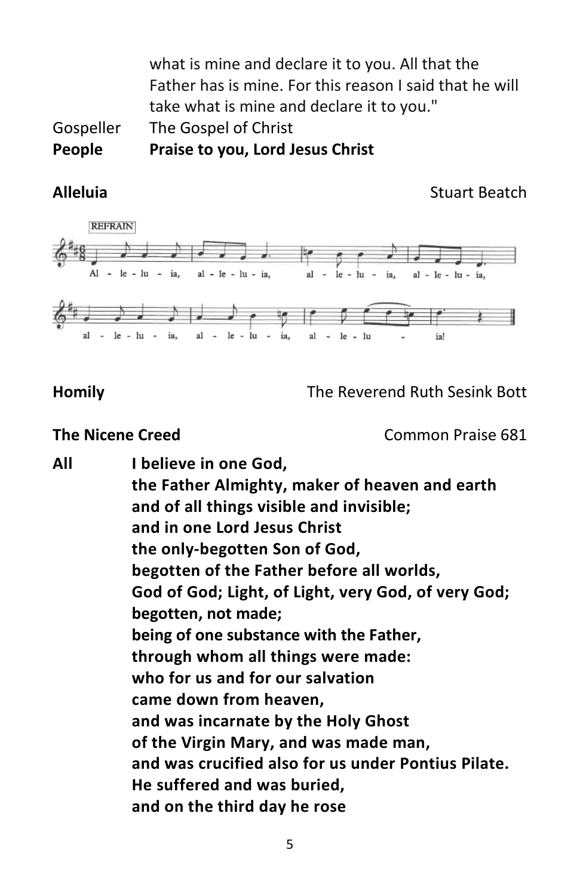what is mine and declare it to you. All that the Father has is mine. For this reason I said that he will take what is mine and declare it to you."

Gospeller The Gospel of Christ

**People Praise to you, Lord Jesus Christ**

**Alleluia** Stuart Beatch

REFRAIN

Al - le - lu - ia, al - le - lu - ia, al - le - lu - ia, al - le - lu - ia,

al - le - lu - ia, al - le - lu - ia, al - le - lu - ia!

**Homily** The Reverend Ruth Sesink Bott

**The Nicene Creed** Common Praise 681

**All I believe in one God,**
**the Father Almighty, maker of heaven and earth**
**and of all things visible and invisible;**
**and in one Lord Jesus Christ**
**the only-begotten Son of God,**
**begotten of the Father before all worlds,**
**God of God; Light, of Light, very God, of very God;**
**begotten, not made;**
**being of one substance with the Father,**
**through whom all things were made:**
**who for us and for our salvation**
**came down from heaven,**
**and was incarnate by the Holy Ghost**
**of the Virgin Mary, and was made man,**
**and was crucified also for us under Pontius Pilate.**
**He suffered and was buried,**
**and on the third day he rose**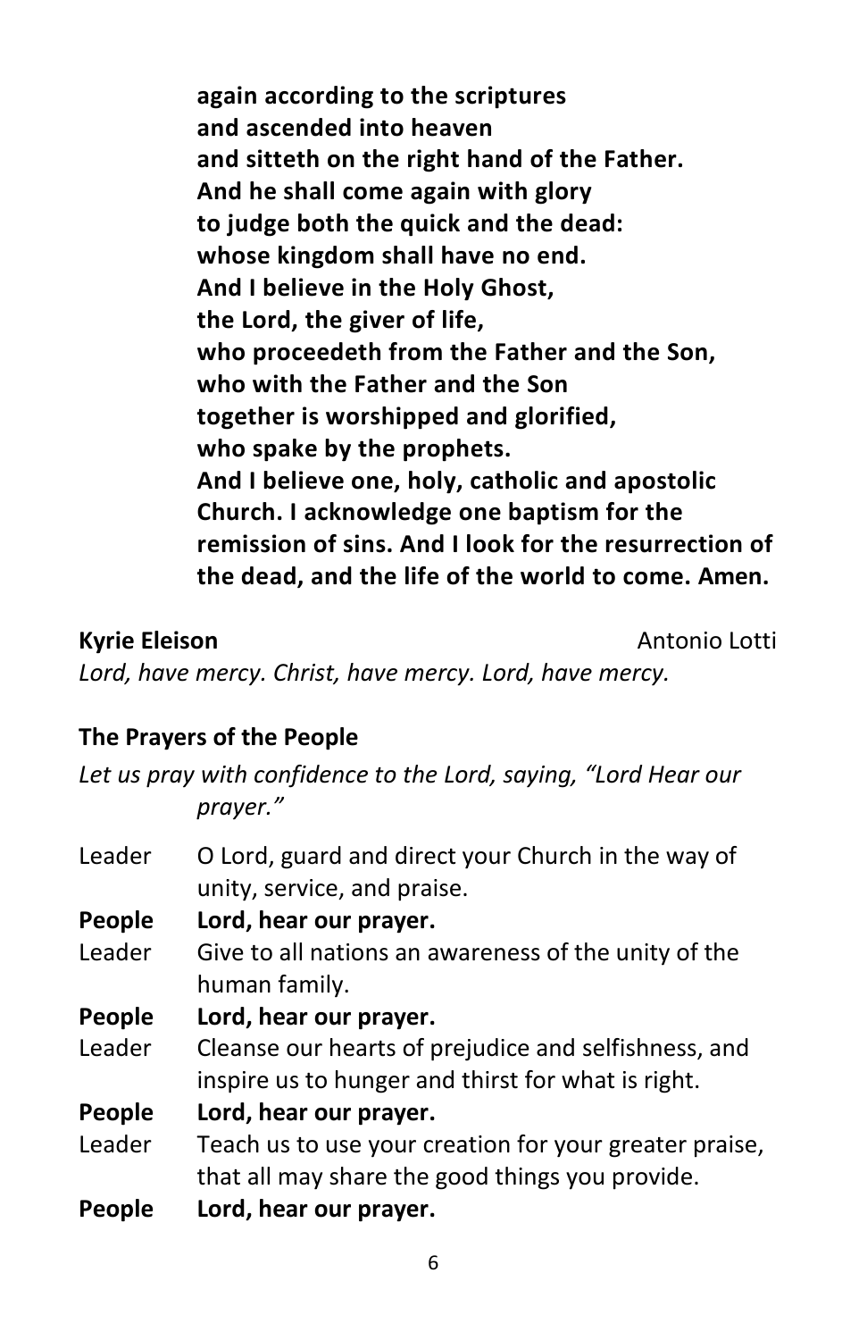**again according to the scriptures**
**and ascended into heaven**
**and sitteth on the right hand of the Father.**
**And he shall come again with glory**
**to judge both the quick and the dead:**
**whose kingdom shall have no end.**
**And I believe in the Holy Ghost,**
**the Lord, the giver of life,**
**who proceedeth from the Father and the Son,**
**who with the Father and the Son**
**together is worshipped and glorified,**
**who spake by the prophets.**
**And I believe one, holy, catholic and apostolic Church. I acknowledge one baptism for the remission of sins. And I look for the resurrection of the dead, and the life of the world to come. Amen.**

**Kyrie Eleison** Antonio Lotti

*Lord, have mercy. Christ, have mercy. Lord, have mercy.*

**The Prayers of the People**

*Let us pray with confidence to the Lord, saying, "Lord Hear our prayer."*

Leader O Lord, guard and direct your Church in the way of unity, service, and praise.

**People Lord, hear our prayer.**

Leader Give to all nations an awareness of the unity of the human family.

**People Lord, hear our prayer.**

Leader Cleanse our hearts of prejudice and selfishness, and inspire us to hunger and thirst for what is right.

**People Lord, hear our prayer.**

Leader Teach us to use your creation for your greater praise, that all may share the good things you provide.

**People Lord, hear our prayer.**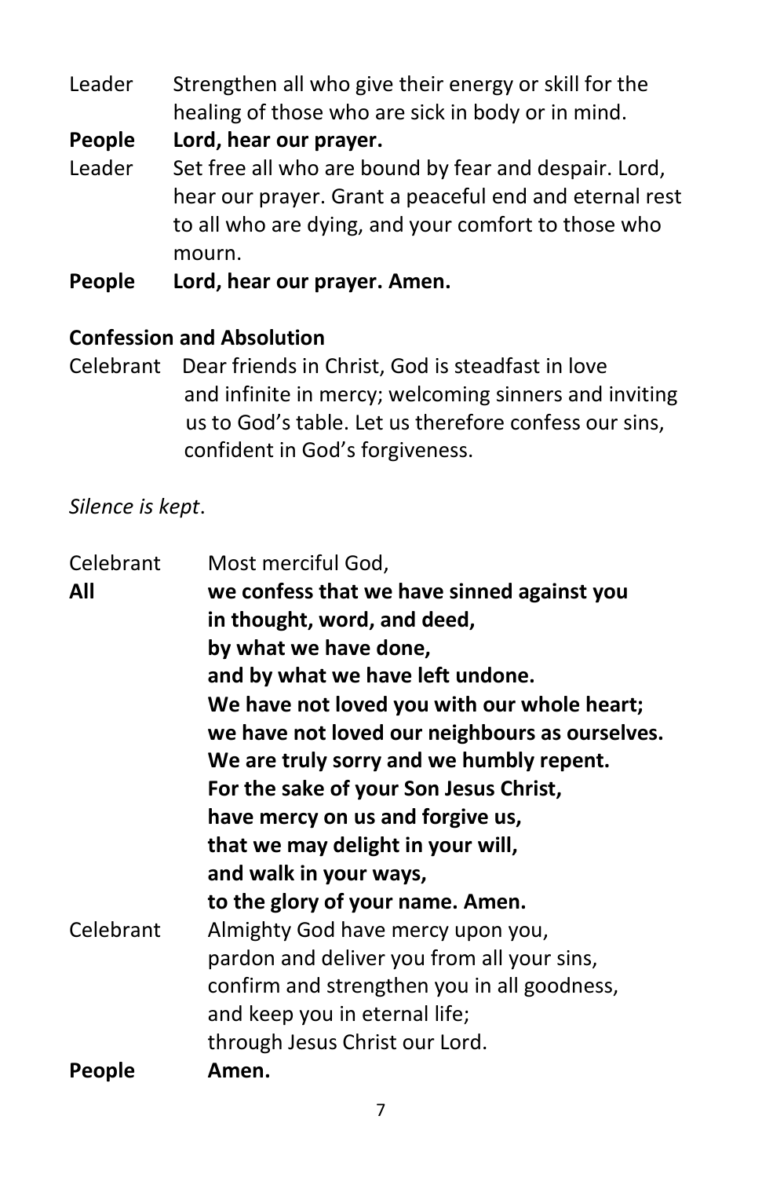Leader Strengthen all who give their energy or skill for the healing of those who are sick in body or in mind.

**People Lord, hear our prayer.**

Leader Set free all who are bound by fear and despair. Lord, hear our prayer. Grant a peaceful end and eternal rest to all who are dying, and your comfort to those who mourn.

**People Lord, hear our prayer. Amen.**

**Confession and Absolution**

Celebrant Dear friends in Christ, God is steadfast in love and infinite in mercy; welcoming sinners and inviting us to God's table. Let us therefore confess our sins, confident in God's forgiveness.

*Silence is kept*.

Celebrant Most merciful God,

**All we confess that we have sinned against you**
**in thought, word, and deed,**
**by what we have done,**
**and by what we have left undone.**
**We have not loved you with our whole heart;**
**we have not loved our neighbours as ourselves.**
**We are truly sorry and we humbly repent.**
**For the sake of your Son Jesus Christ,**
**have mercy on us and forgive us,**
**that we may delight in your will,**
**and walk in your ways,**
**to the glory of your name. Amen.**

Celebrant Almighty God have mercy upon you,
pardon and deliver you from all your sins,
confirm and strengthen you in all goodness,
and keep you in eternal life;
through Jesus Christ our Lord.

**People Amen.**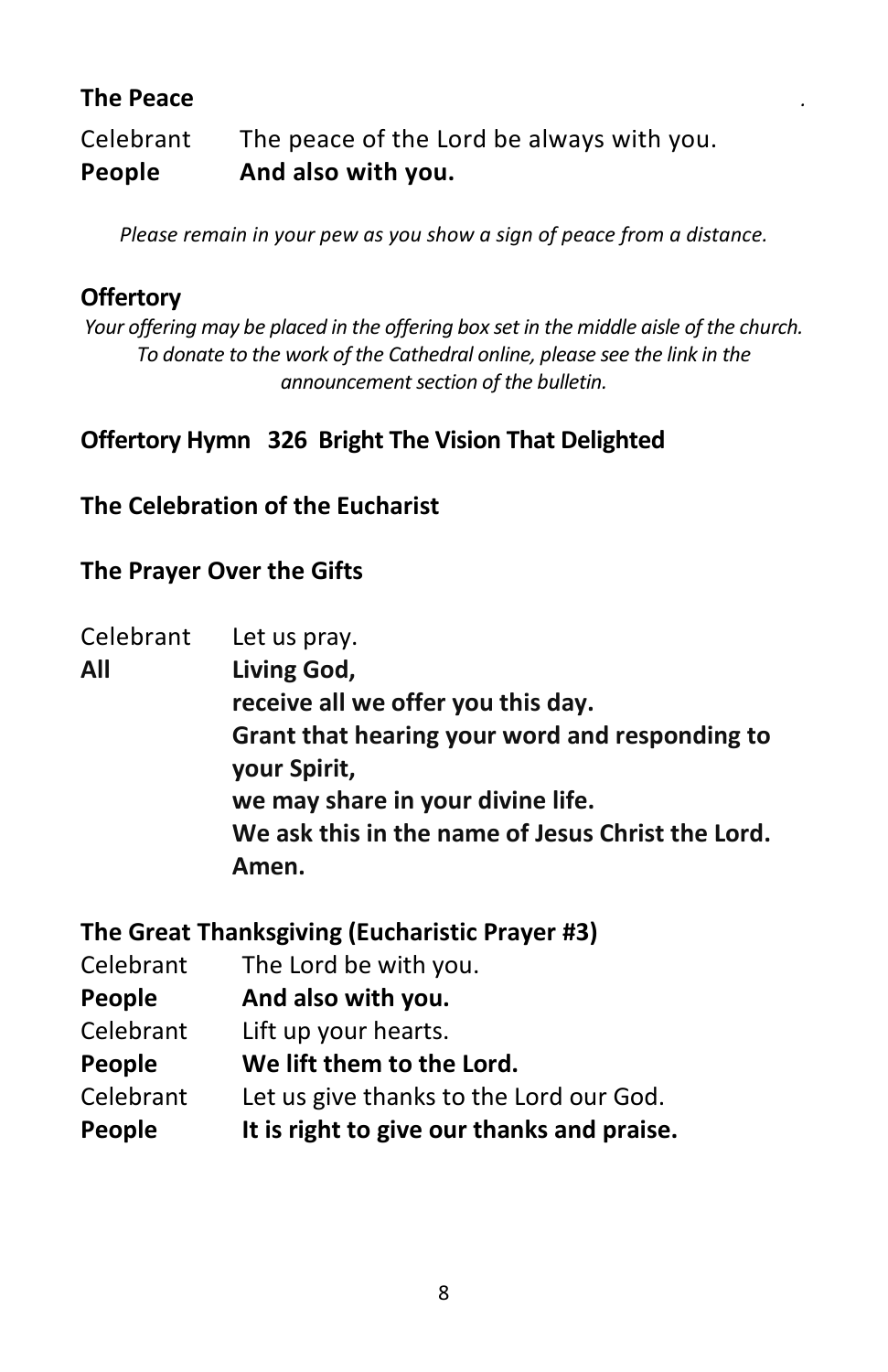**The Peace**

Celebrant The peace of the Lord be always with you.
**People And also with you.**

*Please remain in your pew as you show a sign of peace from a distance.*

**Offertory**

*Your offering may be placed in the offering box set in the middle aisle of the church. To donate to the work of the Cathedral online, please see the link in the announcement section of the bulletin.*

**Offertory Hymn 326 Bright The Vision That Delighted**

**The Celebration of the Eucharist**

**The Prayer Over the Gifts**

Celebrant Let us pray.
**All Living God,**
**receive all we offer you this day.**
**Grant that hearing your word and responding to your Spirit,**
**we may share in your divine life.**
**We ask this in the name of Jesus Christ the Lord.**
**Amen.**

**The Great Thanksgiving (Eucharistic Prayer #3)**

Celebrant The Lord be with you.
**People And also with you.**
Celebrant Lift up your hearts.
**People We lift them to the Lord.**
Celebrant Let us give thanks to the Lord our God.
**People It is right to give our thanks and praise.**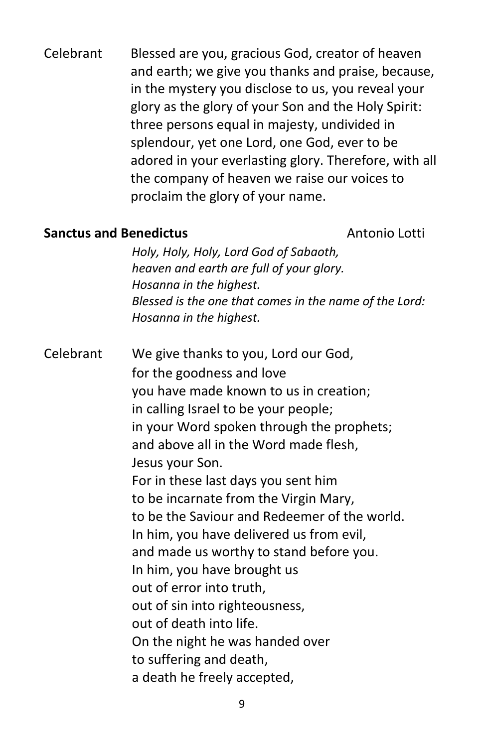Celebrant Blessed are you, gracious God, creator of heaven and earth; we give you thanks and praise, because, in the mystery you disclose to us, you reveal your glory as the glory of your Son and the Holy Spirit: three persons equal in majesty, undivided in splendour, yet one Lord, one God, ever to be adored in your everlasting glory. Therefore, with all the company of heaven we raise our voices to proclaim the glory of your name.

**Sanctus and Benedictus** Antonio Lotti

*Holy, Holy, Holy, Lord God of Sabaoth,*
*heaven and earth are full of your glory.*
*Hosanna in the highest.*
*Blessed is the one that comes in the name of the Lord:*
*Hosanna in the highest.*

Celebrant We give thanks to you, Lord our God,
for the goodness and love
you have made known to us in creation;
in calling Israel to be your people;
in your Word spoken through the prophets;
and above all in the Word made flesh,
Jesus your Son.
For in these last days you sent him
to be incarnate from the Virgin Mary,
to be the Saviour and Redeemer of the world.
In him, you have delivered us from evil,
and made us worthy to stand before you.
In him, you have brought us
out of error into truth,
out of sin into righteousness,
out of death into life.
On the night he was handed over
to suffering and death,
a death he freely accepted,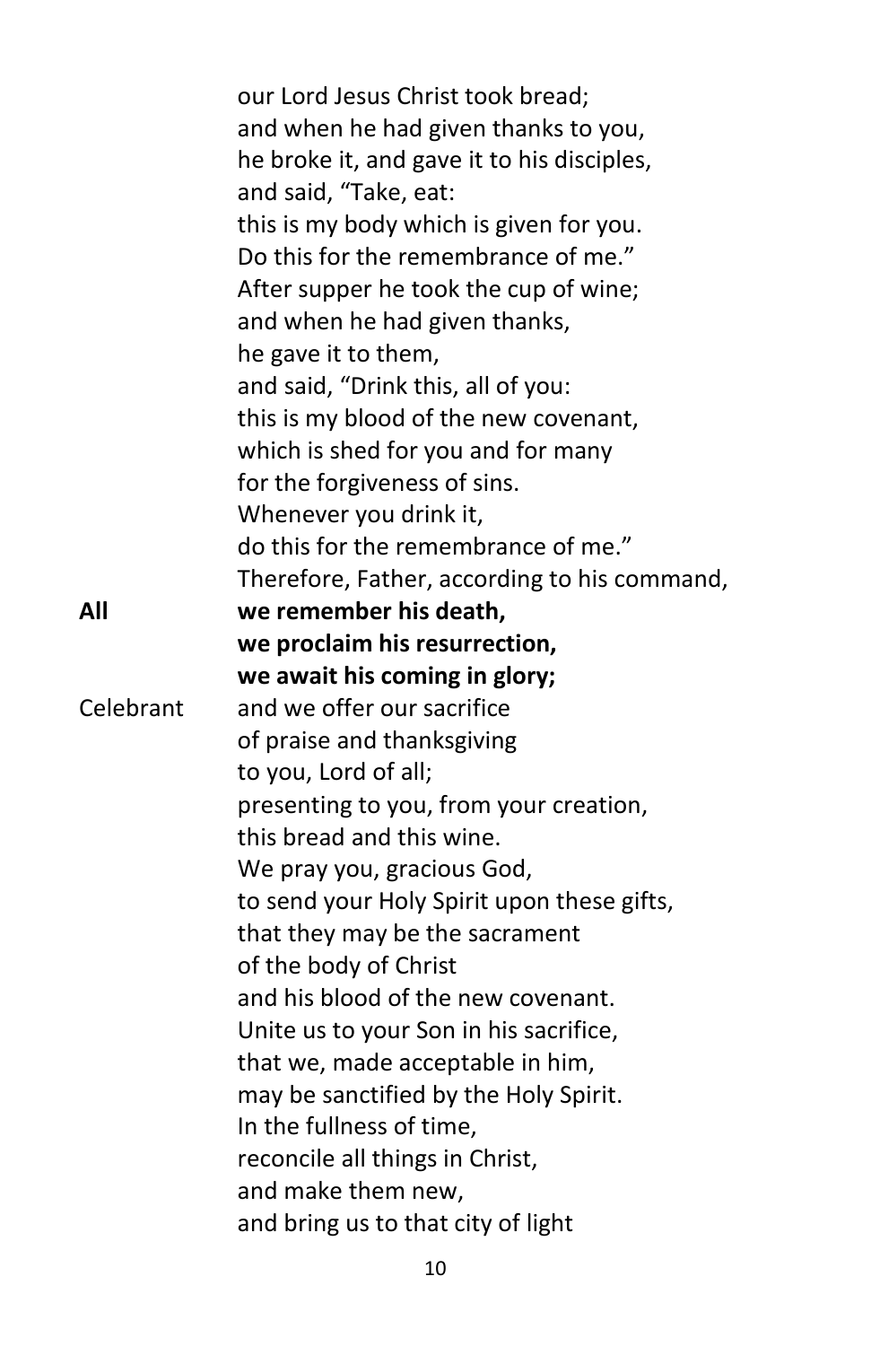our Lord Jesus Christ took bread;
and when he had given thanks to you,
he broke it, and gave it to his disciples,
and said, "Take, eat:
this is my body which is given for you.
Do this for the remembrance of me."
After supper he took the cup of wine;
and when he had given thanks,
he gave it to them,
and said, "Drink this, all of you:
this is my blood of the new covenant,
which is shed for you and for many
for the forgiveness of sins.
Whenever you drink it,
do this for the remembrance of me."
Therefore, Father, according to his command,

**All** **we remember his death,
we proclaim his resurrection,
we await his coming in glory;**

Celebrant and we offer our sacrifice
of praise and thanksgiving
to you, Lord of all;
presenting to you, from your creation,
this bread and this wine.
We pray you, gracious God,
to send your Holy Spirit upon these gifts,
that they may be the sacrament
of the body of Christ
and his blood of the new covenant.
Unite us to your Son in his sacrifice,
that we, made acceptable in him,
may be sanctified by the Holy Spirit.
In the fullness of time,
reconcile all things in Christ,
and make them new,
and bring us to that city of light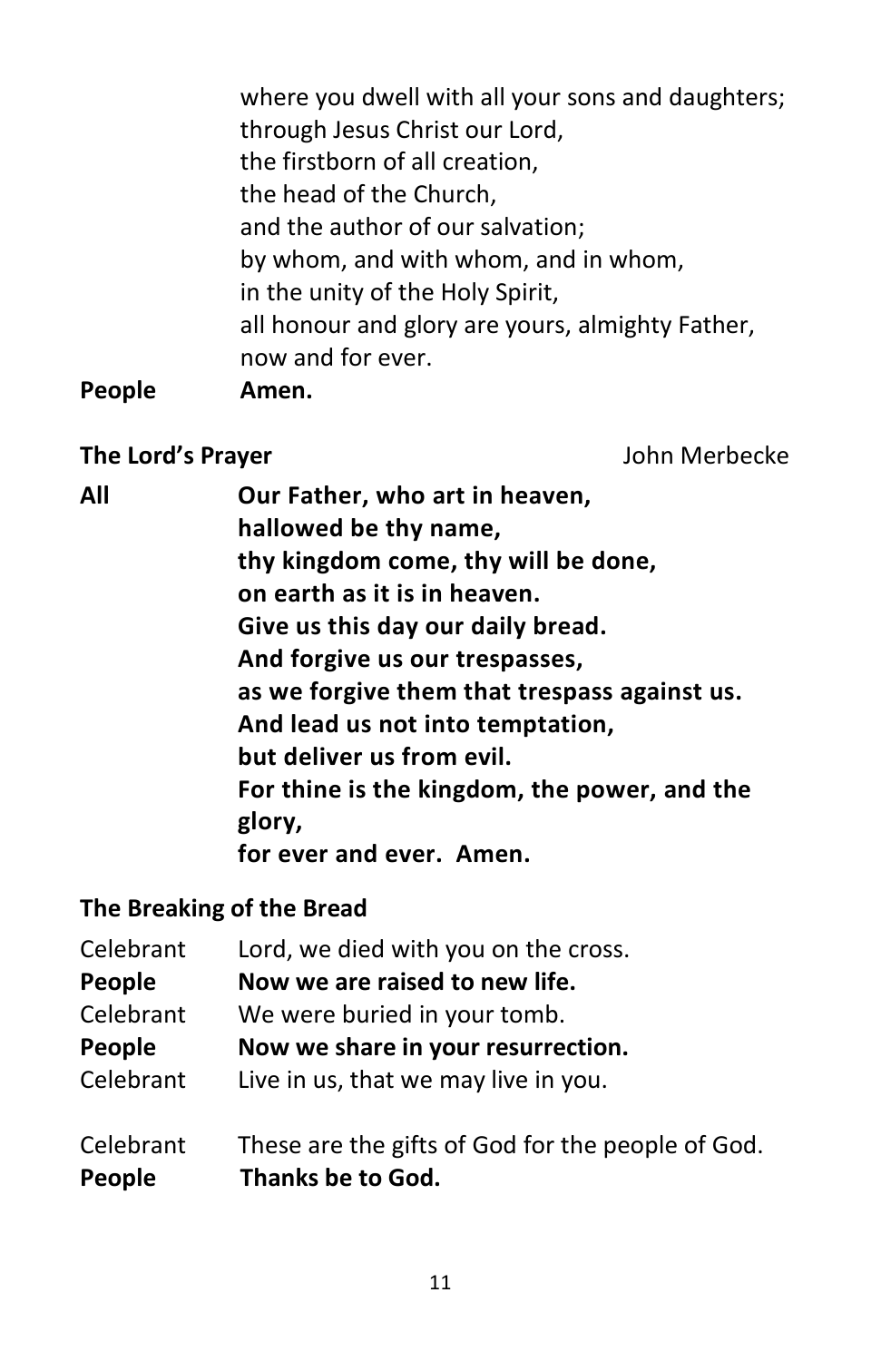where you dwell with all your sons and daughters;
through Jesus Christ our Lord,
the firstborn of all creation,
the head of the Church,
and the author of our salvation;
by whom, and with whom, and in whom,
in the unity of the Holy Spirit,
all honour and glory are yours, almighty Father,
now and for ever.

**People** **Amen.**

**The Lord's Prayer** John Merbecke

**All** **Our Father, who art in heaven,**
**hallowed be thy name,**
**thy kingdom come, thy will be done,**
**on earth as it is in heaven.**
**Give us this day our daily bread.**
**And forgive us our trespasses,**
**as we forgive them that trespass against us.**
**And lead us not into temptation,**
**but deliver us from evil.**
**For thine is the kingdom, the power, and the glory,**
**for ever and ever. Amen.**

**The Breaking of the Bread**

Celebrant Lord, we died with you on the cross.
**People** **Now we are raised to new life.**
Celebrant We were buried in your tomb.
**People** **Now we share in your resurrection.**
Celebrant Live in us, that we may live in you.

Celebrant These are the gifts of God for the people of God.
**People** **Thanks be to God.**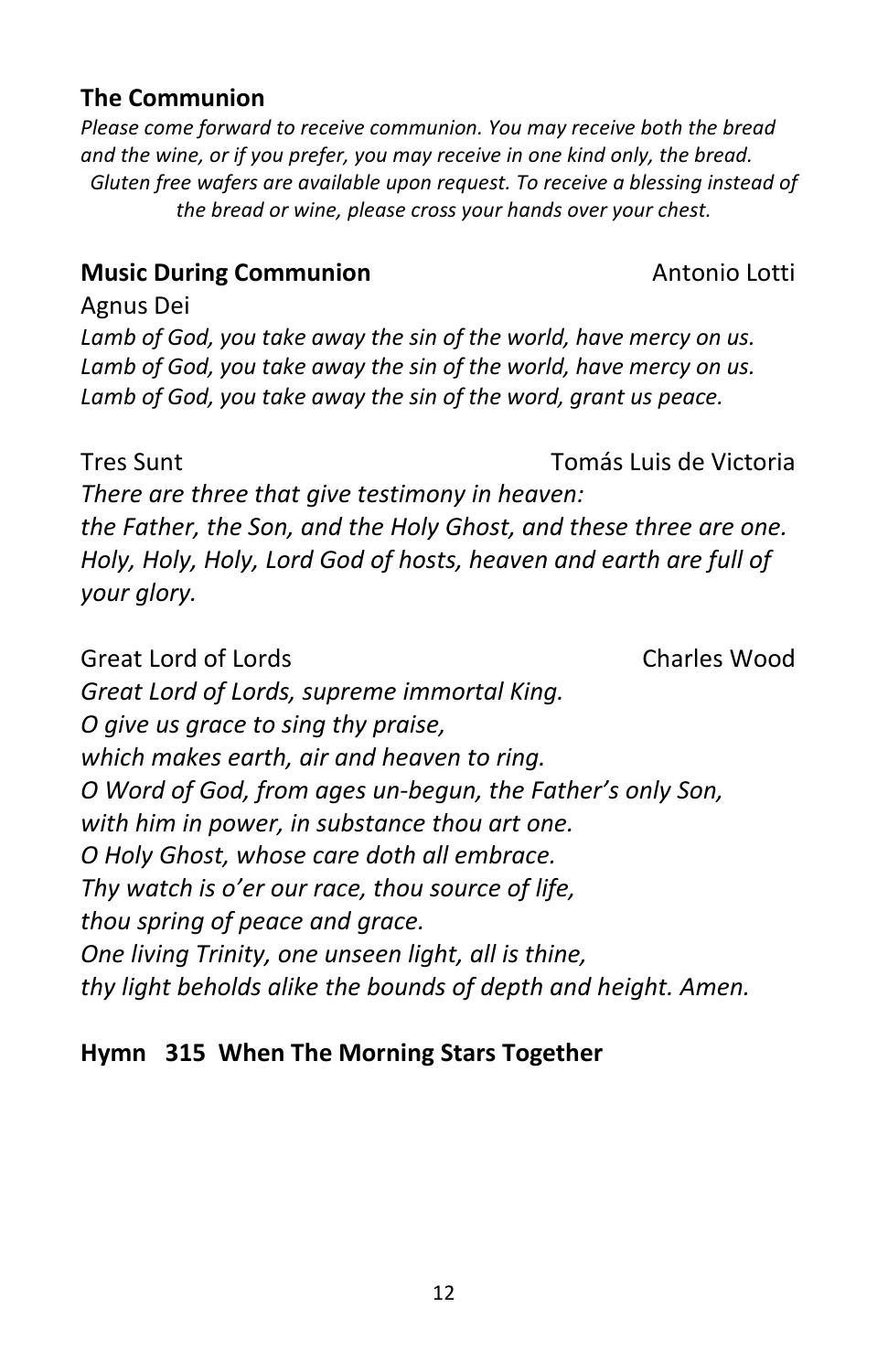## The Communion

*Please come forward to receive communion. You may receive both the bread and the wine, or if you prefer, you may receive in one kind only, the bread. Gluten free wafers are available upon request. To receive a blessing instead of the bread or wine, please cross your hands over your chest.*

**Music During Communion** Antonio Lotti

Agnus Dei

*Lamb of God, you take away the sin of the world, have mercy on us.*
*Lamb of God, you take away the sin of the world, have mercy on us.*
*Lamb of God, you take away the sin of the word, grant us peace.*

Tres Sunt Tomás Luis de Victoria

*There are three that give testimony in heaven:*
*the Father, the Son, and the Holy Ghost, and these three are one.*
*Holy, Holy, Holy, Lord God of hosts, heaven and earth are full of your glory.*

Great Lord of Lords Charles Wood

*Great Lord of Lords, supreme immortal King.*
*O give us grace to sing thy praise,*
*which makes earth, air and heaven to ring.*
*O Word of God, from ages un-begun, the Father's only Son,*
*with him in power, in substance thou art one.*
*O Holy Ghost, whose care doth all embrace.*
*Thy watch is o'er our race, thou source of life,*
*thou spring of peace and grace.*
*One living Trinity, one unseen light, all is thine,*
*thy light beholds alike the bounds of depth and height. Amen.*

**Hymn 315 When The Morning Stars Together**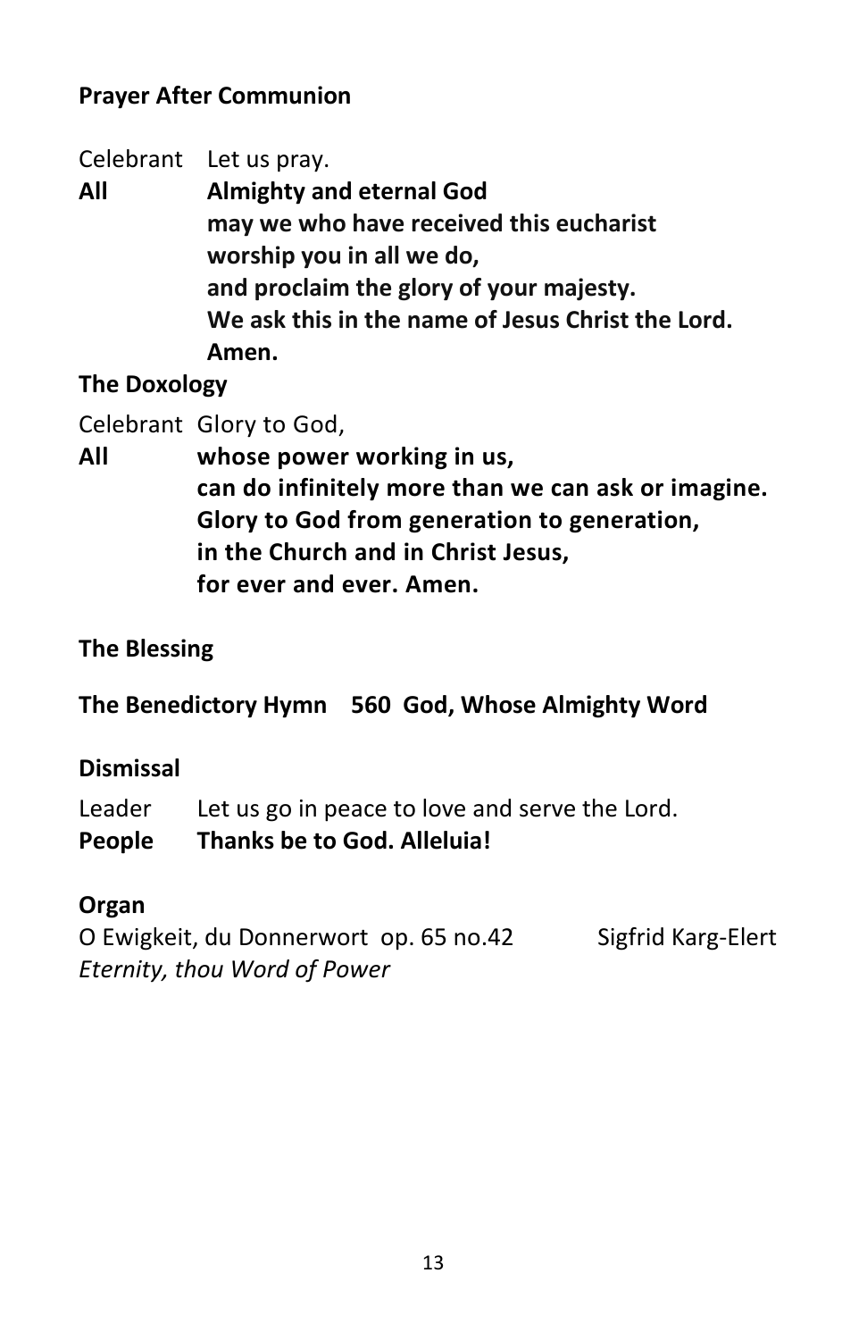**Prayer After Communion**

Celebrant Let us pray.

**All** **Almighty and eternal God**
**may we who have received this eucharist**
**worship you in all we do,**
**and proclaim the glory of your majesty.**
**We ask this in the name of Jesus Christ the Lord.**
**Amen.**

**The Doxology**

Celebrant Glory to God,

**All** **whose power working in us,**
**can do infinitely more than we can ask or imagine.**
**Glory to God from generation to generation,**
**in the Church and in Christ Jesus,**
**for ever and ever. Amen.**

**The Blessing**

**The Benedictory Hymn 560 God, Whose Almighty Word**

**Dismissal**

Leader Let us go in peace to love and serve the Lord.

**People** **Thanks be to God. Alleluia!**

**Organ**

O Ewigkeit, du Donnerwort op. 65 no.42 Sigfrid Karg-Elert
*Eternity, thou Word of Power*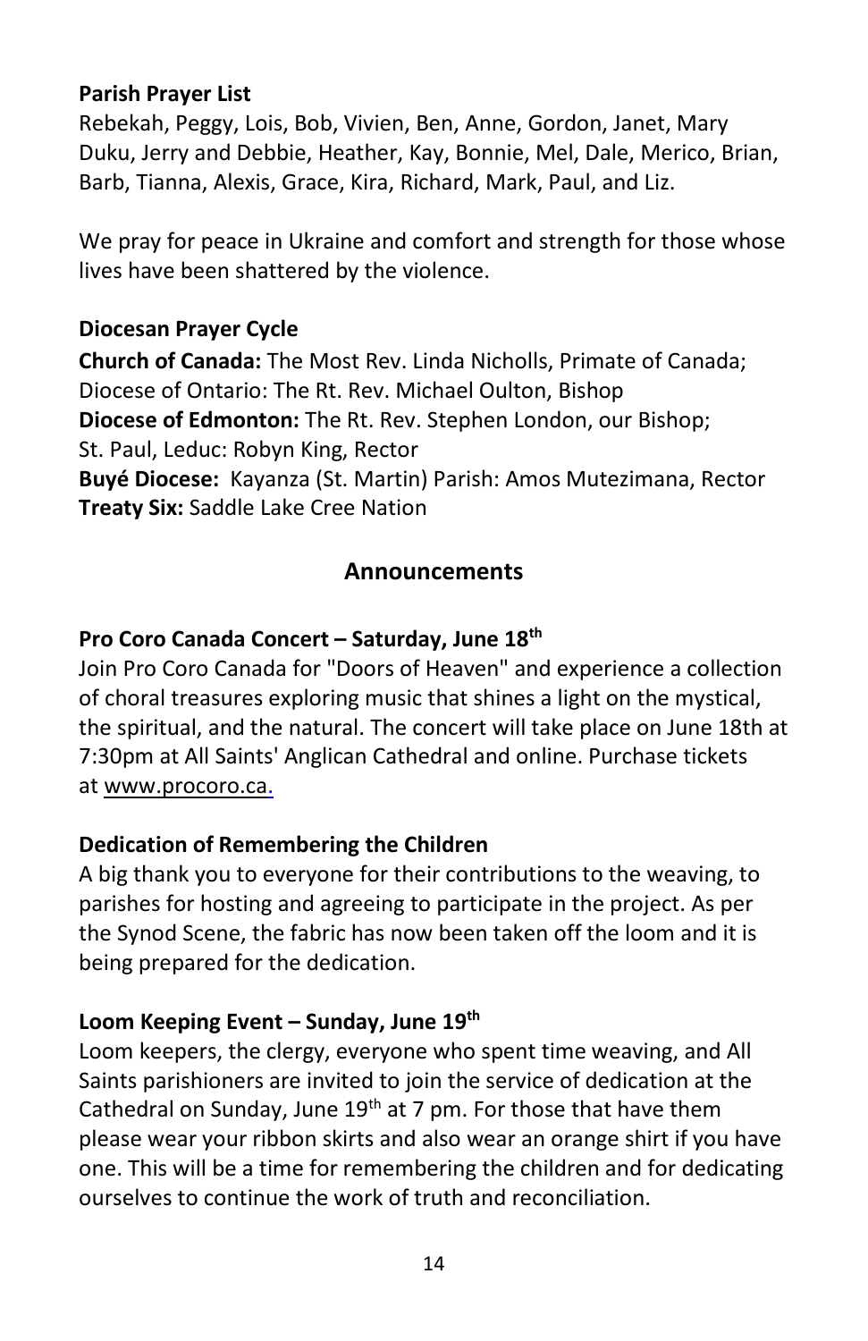**Parish Prayer List**

Rebekah, Peggy, Lois, Bob, Vivien, Ben, Anne, Gordon, Janet, Mary Duku, Jerry and Debbie, Heather, Kay, Bonnie, Mel, Dale, Merico, Brian, Barb, Tianna, Alexis, Grace, Kira, Richard, Mark, Paul, and Liz.

We pray for peace in Ukraine and comfort and strength for those whose lives have been shattered by the violence.

**Diocesan Prayer Cycle**

**Church of Canada:** The Most Rev. Linda Nicholls, Primate of Canada;
Diocese of Ontario: The Rt. Rev. Michael Oulton, Bishop
**Diocese of Edmonton:** The Rt. Rev. Stephen London, our Bishop;
St. Paul, Leduc: Robyn King, Rector
**Buyé Diocese:** Kayanza (St. Martin) Parish: Amos Mutezimana, Rector
**Treaty Six:** Saddle Lake Cree Nation

## Announcements

**Pro Coro Canada Concert – Saturday, June 18th**

Join Pro Coro Canada for "Doors of Heaven" and experience a collection of choral treasures exploring music that shines a light on the mystical, the spiritual, and the natural. The concert will take place on June 18th at 7:30pm at All Saints' Anglican Cathedral and online. Purchase tickets at www.procoro.ca.

**Dedication of Remembering the Children**

A big thank you to everyone for their contributions to the weaving, to parishes for hosting and agreeing to participate in the project. As per the Synod Scene, the fabric has now been taken off the loom and it is being prepared for the dedication.

**Loom Keeping Event – Sunday, June 19th**

Loom keepers, the clergy, everyone who spent time weaving, and All Saints parishioners are invited to join the service of dedication at the Cathedral on Sunday, June 19th at 7 pm. For those that have them please wear your ribbon skirts and also wear an orange shirt if you have one. This will be a time for remembering the children and for dedicating ourselves to continue the work of truth and reconciliation.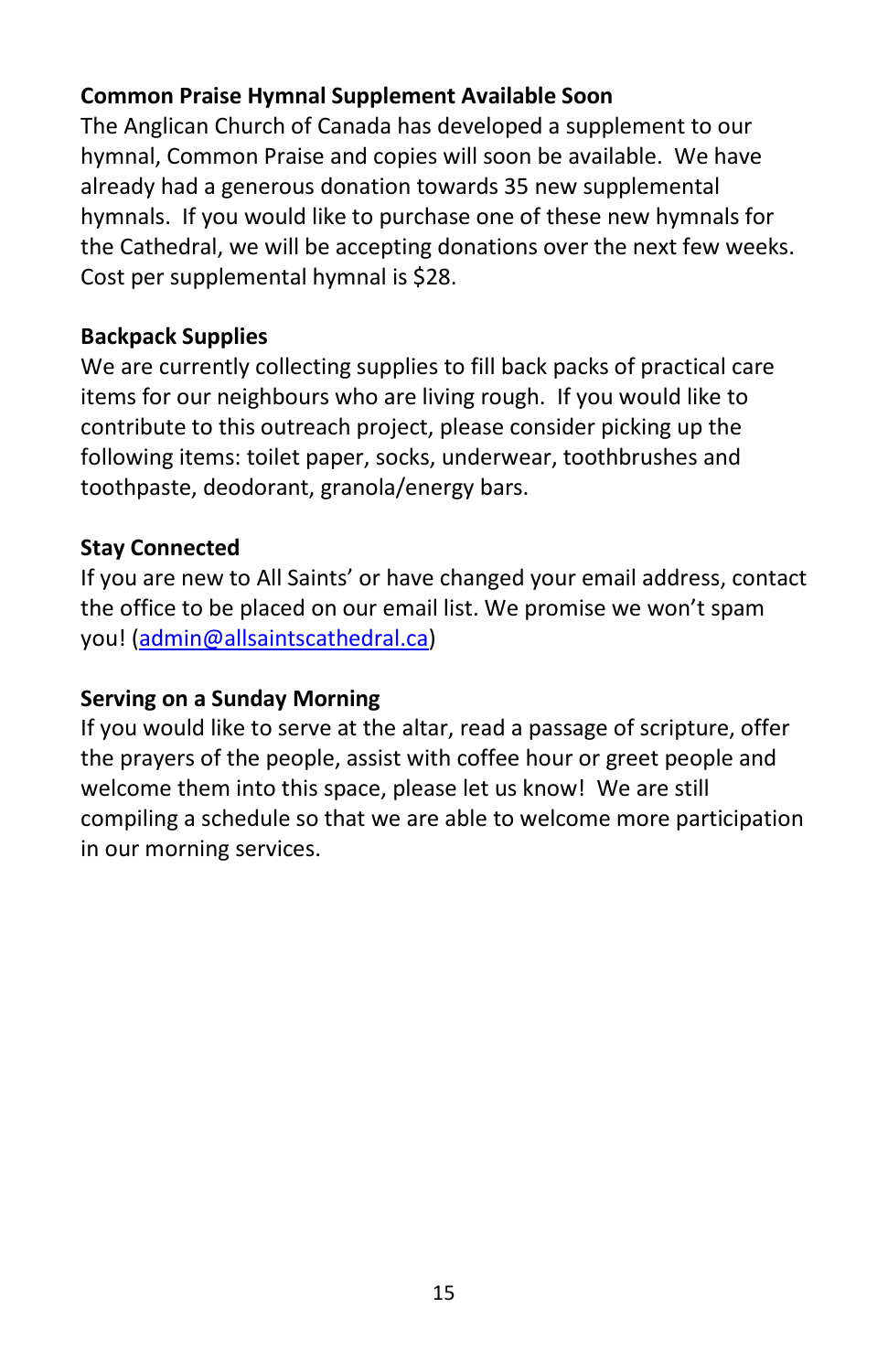**Common Praise Hymnal Supplement Available Soon**

The Anglican Church of Canada has developed a supplement to our hymnal, Common Praise and copies will soon be available. We have already had a generous donation towards 35 new supplemental hymnals. If you would like to purchase one of these new hymnals for the Cathedral, we will be accepting donations over the next few weeks. Cost per supplemental hymnal is $28.

**Backpack Supplies**

We are currently collecting supplies to fill back packs of practical care items for our neighbours who are living rough. If you would like to contribute to this outreach project, please consider picking up the following items: toilet paper, socks, underwear, toothbrushes and toothpaste, deodorant, granola/energy bars.

**Stay Connected**

If you are new to All Saints' or have changed your email address, contact the office to be placed on our email list. We promise we won't spam you! (admin@allsaintscathedral.ca)

**Serving on a Sunday Morning**

If you would like to serve at the altar, read a passage of scripture, offer the prayers of the people, assist with coffee hour or greet people and welcome them into this space, please let us know! We are still compiling a schedule so that we are able to welcome more participation in our morning services.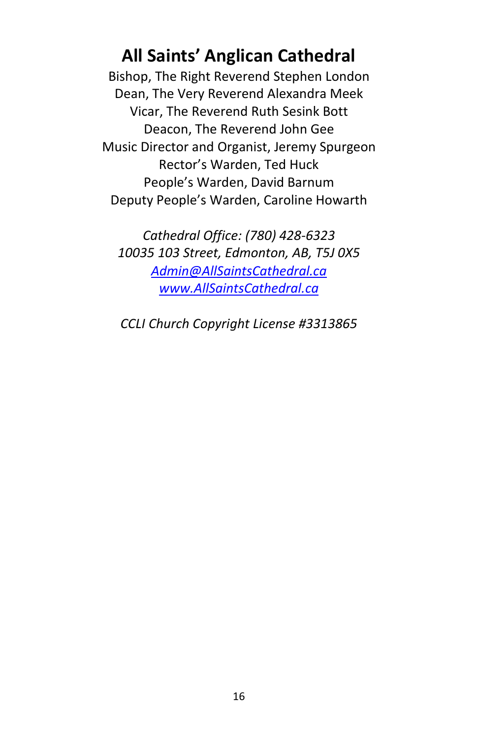# All Saints' Anglican Cathedral

Bishop, The Right Reverend Stephen London
Dean, The Very Reverend Alexandra Meek
Vicar, The Reverend Ruth Sesink Bott
Deacon, The Reverend John Gee
Music Director and Organist, Jeremy Spurgeon
Rector's Warden, Ted Huck
People's Warden, David Barnum
Deputy People's Warden, Caroline Howarth

*Cathedral Office: (780) 428-6323*
*10035 103 Street, Edmonton, AB, T5J 0X5*
*Admin@AllSaintsCathedral.ca*
*www.AllSaintsCathedral.ca*

*CCLI Church Copyright License #3313865*